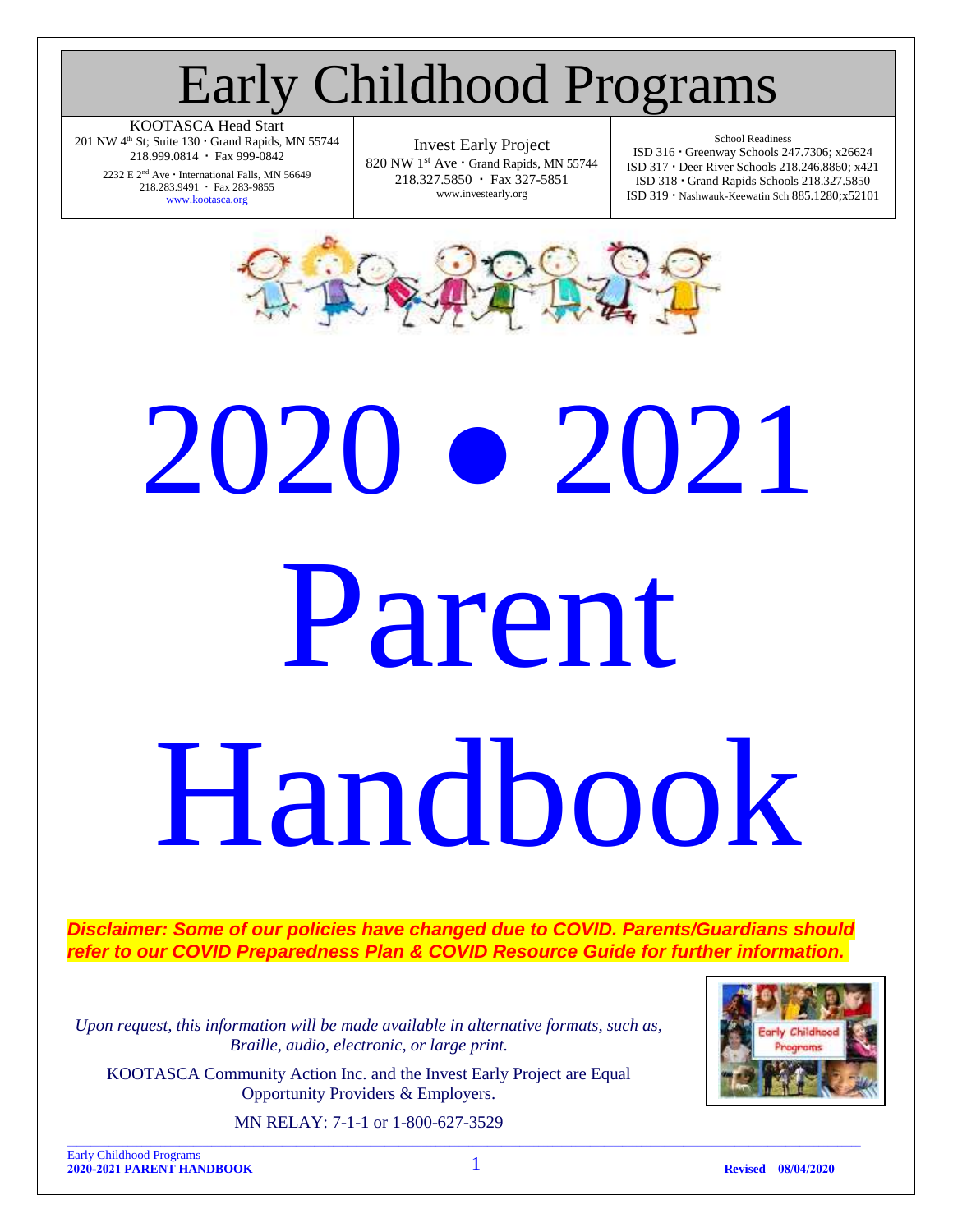# Early Childhood Programs

| KOOTASCA Head Start | Invest Early Project | School Readiness |
|---|---|---|
| 201 NW 4th St; Suite 130 • Grand Rapids, MN 55744<br>218.999.0814 • Fax 999-0842<br>2232 E 2nd Ave • International Falls, MN 56649<br>218.283.9491 • Fax 283-9855<br>www.kootasca.org | 820 NW 1st Ave • Grand Rapids, MN 55744<br>218.327.5850 • Fax 327-5851<br>www.investearly.org | ISD 316 • Greenway Schools 247.7306; x26624<br>ISD 317 • Deer River Schools 218.246.8860; x421<br>ISD 318 • Grand Rapids Schools 218.327.5850<br>ISD 319 • Nashwauk-Keewatin Sch 885.1280;x52101 |

# 2020 ● 2021 Parent Handbook

***Disclaimer: Some of our policies have changed due to COVID. Parents/Guardians should refer to our COVID Preparedness Plan & COVID Resource Guide for further information.***

*Upon request, this information will be made available in alternative formats, such as, Braille, audio, electronic, or large print.*

KOOTASCA Community Action Inc. and the Invest Early Project are Equal Opportunity Providers & Employers.

MN RELAY: 7-1-1 or 1-800-627-3529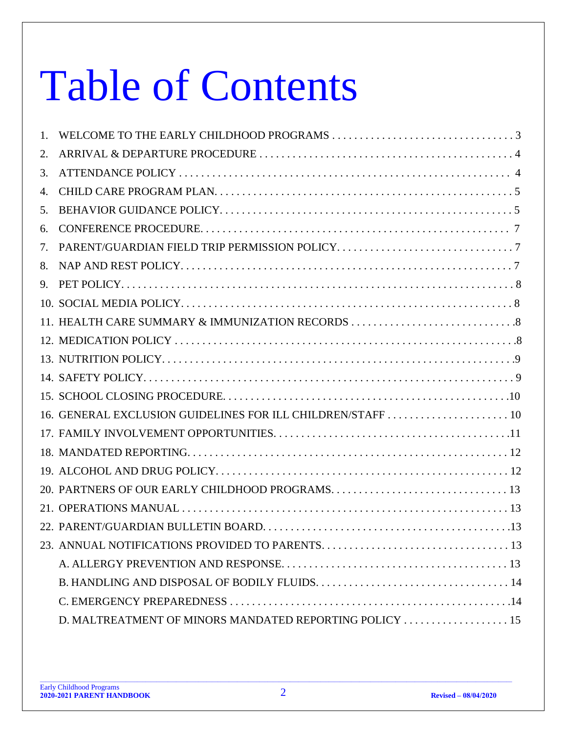# Table of Contents

1. WELCOME TO THE EARLY CHILDHOOD PROGRAMS . . . . . . . . . . 3
2. ARRIVAL & DEPARTURE PROCEDURE . . . . . . . . . . 4
3. ATTENDANCE POLICY . . . . . . . . . . 4
4. CHILD CARE PROGRAM PLAN. . . . . . . . . . 5
5. BEHAVIOR GUIDANCE POLICY. . . . . . . . . . 5
6. CONFERENCE PROCEDURE. . . . . . . . . . 7
7. PARENT/GUARDIAN FIELD TRIP PERMISSION POLICY. . . . . . . . . . 7
8. NAP AND REST POLICY. . . . . . . . . . 7
9. PET POLICY. . . . . . . . . . 8
10. SOCIAL MEDIA POLICY. . . . . . . . . . 8
11. HEALTH CARE SUMMARY & IMMUNIZATION RECORDS . . . . . . . . . . 8
12. MEDICATION POLICY . . . . . . . . . . 8
13. NUTRITION POLICY. . . . . . . . . . 9
14. SAFETY POLICY. . . . . . . . . . 9
15. SCHOOL CLOSING PROCEDURE. . . . . . . . . . 10
16. GENERAL EXCLUSION GUIDELINES FOR ILL CHILDREN/STAFF . . . . . . . . . . 10
17. FAMILY INVOLVEMENT OPPORTUNITIES. . . . . . . . . . 11
18. MANDATED REPORTING. . . . . . . . . . 12
19. ALCOHOL AND DRUG POLICY. . . . . . . . . . 12
20. PARTNERS OF OUR EARLY CHILDHOOD PROGRAMS. . . . . . . . . . 13
21. OPERATIONS MANUAL . . . . . . . . . . 13
22. PARENT/GUARDIAN BULLETIN BOARD. . . . . . . . . . 13
23. ANNUAL NOTIFICATIONS PROVIDED TO PARENTS. . . . . . . . . . 13
    - A. ALLERGY PREVENTION AND RESPONSE. . . . . . . . . . 13
    - B. HANDLING AND DISPOSAL OF BODILY FLUIDS. . . . . . . . . . 14
    - C. EMERGENCY PREPAREDNESS . . . . . . . . . . 14
    - D. MALTREATMENT OF MINORS MANDATED REPORTING POLICY . . . . . . . . . . 15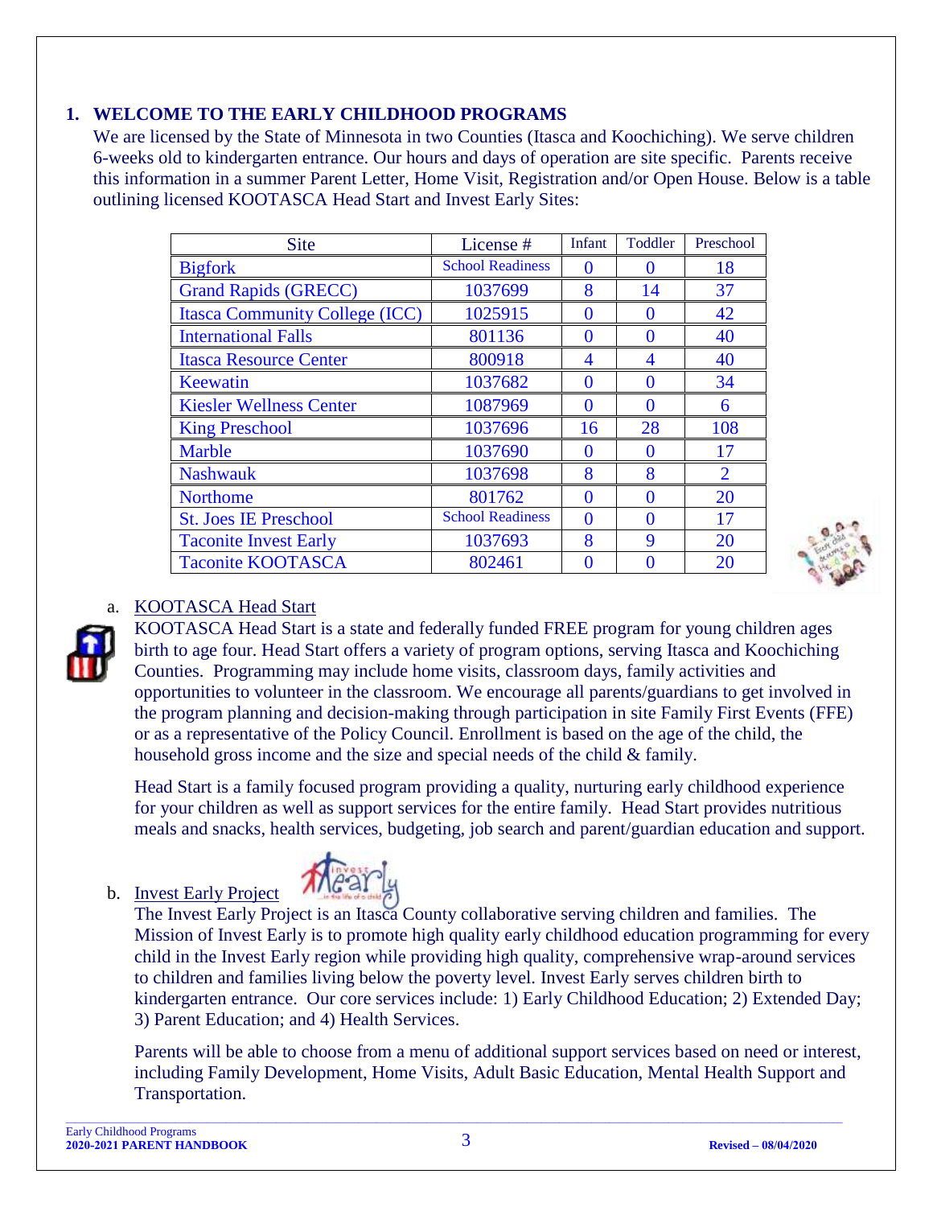## 1. WELCOME TO THE EARLY CHILDHOOD PROGRAMS

We are licensed by the State of Minnesota in two Counties (Itasca and Koochiching). We serve children 6-weeks old to kindergarten entrance. Our hours and days of operation are site specific. Parents receive this information in a summer Parent Letter, Home Visit, Registration and/or Open House. Below is a table outlining licensed KOOTASCA Head Start and Invest Early Sites:

| Site | License # | Infant | Toddler | Preschool |
|---|---|---|---|---|
| Bigfork | School Readiness | 0 | 0 | 18 |
| Grand Rapids (GRECC) | 1037699 | 8 | 14 | 37 |
| Itasca Community College (ICC) | 1025915 | 0 | 0 | 42 |
| International Falls | 801136 | 0 | 0 | 40 |
| Itasca Resource Center | 800918 | 4 | 4 | 40 |
| Keewatin | 1037682 | 0 | 0 | 34 |
| Kiesler Wellness Center | 1087969 | 0 | 0 | 6 |
| King Preschool | 1037696 | 16 | 28 | 108 |
| Marble | 1037690 | 0 | 0 | 17 |
| Nashwauk | 1037698 | 8 | 8 | 2 |
| Northome | 801762 | 0 | 0 | 20 |
| St. Joes IE Preschool | School Readiness | 0 | 0 | 17 |
| Taconite Invest Early | 1037693 | 8 | 9 | 20 |
| Taconite KOOTASCA | 802461 | 0 | 0 | 20 |

a. KOOTASCA Head Start

KOOTASCA Head Start is a state and federally funded FREE program for young children ages birth to age four. Head Start offers a variety of program options, serving Itasca and Koochiching Counties. Programming may include home visits, classroom days, family activities and opportunities to volunteer in the classroom. We encourage all parents/guardians to get involved in the program planning and decision-making through participation in site Family First Events (FFE) or as a representative of the Policy Council. Enrollment is based on the age of the child, the household gross income and the size and special needs of the child & family.

Head Start is a family focused program providing a quality, nurturing early childhood experience for your children as well as support services for the entire family. Head Start provides nutritious meals and snacks, health services, budgeting, job search and parent/guardian education and support.

b. Invest Early Project

The Invest Early Project is an Itasca County collaborative serving children and families. The Mission of Invest Early is to promote high quality early childhood education programming for every child in the Invest Early region while providing high quality, comprehensive wrap-around services to children and families living below the poverty level. Invest Early serves children birth to kindergarten entrance. Our core services include: 1) Early Childhood Education; 2) Extended Day; 3) Parent Education; and 4) Health Services.

Parents will be able to choose from a menu of additional support services based on need or interest, including Family Development, Home Visits, Adult Basic Education, Mental Health Support and Transportation.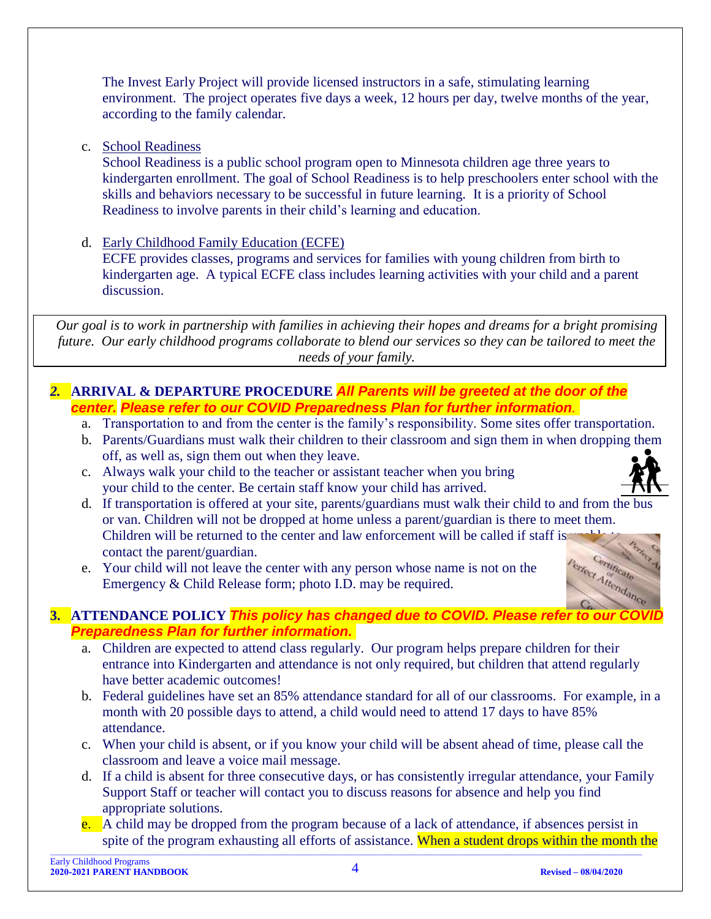The Invest Early Project will provide licensed instructors in a safe, stimulating learning environment. The project operates five days a week, 12 hours per day, twelve months of the year, according to the family calendar.

c. School Readiness

School Readiness is a public school program open to Minnesota children age three years to kindergarten enrollment. The goal of School Readiness is to help preschoolers enter school with the skills and behaviors necessary to be successful in future learning. It is a priority of School Readiness to involve parents in their child's learning and education.

d. Early Childhood Family Education (ECFE)

ECFE provides classes, programs and services for families with young children from birth to kindergarten age. A typical ECFE class includes learning activities with your child and a parent discussion.

*Our goal is to work in partnership with families in achieving their hopes and dreams for a bright promising future. Our early childhood programs collaborate to blend our services so they can be tailored to meet the needs of your family.*

## 2. ARRIVAL & DEPARTURE PROCEDURE ***All Parents will be greeted at the door of the center. Please refer to our COVID Preparedness Plan for further information.***

a. Transportation to and from the center is the family's responsibility. Some sites offer transportation.

b. Parents/Guardians must walk their children to their classroom and sign them in when dropping them off, as well as, sign them out when they leave.

c. Always walk your child to the teacher or assistant teacher when you bring your child to the center. Be certain staff know your child has arrived.

d. If transportation is offered at your site, parents/guardians must walk their child to and from the bus or van. Children will not be dropped at home unless a parent/guardian is there to meet them. Children will be returned to the center and law enforcement will be called if staff is unable to contact the parent/guardian.

e. Your child will not leave the center with any person whose name is not on the Emergency & Child Release form; photo I.D. may be required.

## 3. ATTENDANCE POLICY ***This policy has changed due to COVID. Please refer to our COVID Preparedness Plan for further information.***

a. Children are expected to attend class regularly. Our program helps prepare children for their entrance into Kindergarten and attendance is not only required, but children that attend regularly have better academic outcomes!

b. Federal guidelines have set an 85% attendance standard for all of our classrooms. For example, in a month with 20 possible days to attend, a child would need to attend 17 days to have 85% attendance.

c. When your child is absent, or if you know your child will be absent ahead of time, please call the classroom and leave a voice mail message.

d. If a child is absent for three consecutive days, or has consistently irregular attendance, your Family Support Staff or teacher will contact you to discuss reasons for absence and help you find appropriate solutions.

e. A child may be dropped from the program because of a lack of attendance, if absences persist in spite of the program exhausting all efforts of assistance. When a student drops within the month the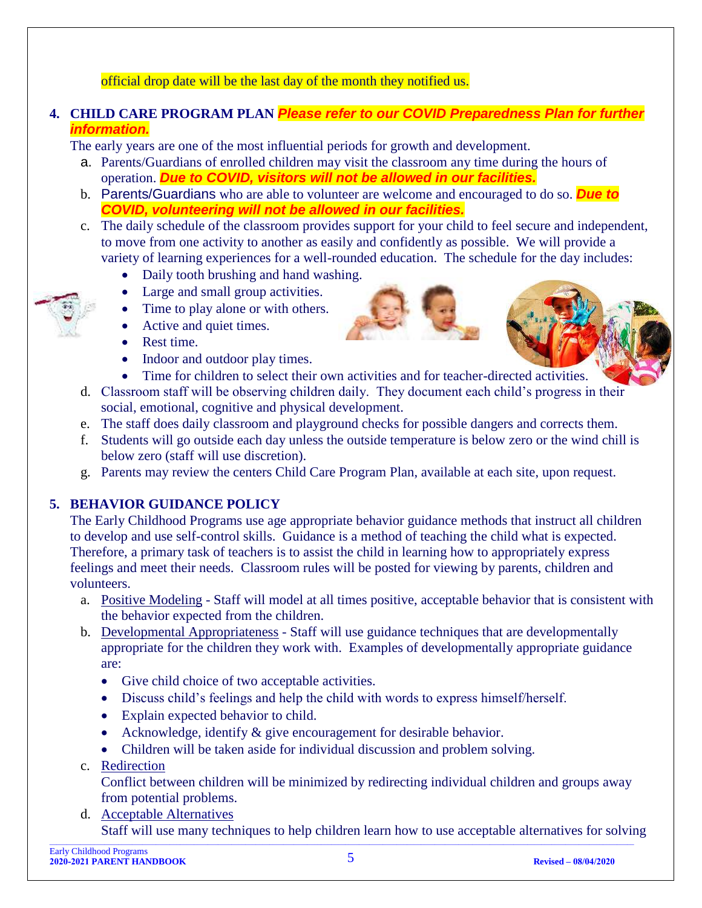official drop date will be the last day of the month they notified us.

## 4. CHILD CARE PROGRAM PLAN *Please refer to our COVID Preparedness Plan for further information.*

The early years are one of the most influential periods for growth and development.

a. Parents/Guardians of enrolled children may visit the classroom any time during the hours of operation. ***Due to COVID, visitors will not be allowed in our facilities.***
b. Parents/Guardians who are able to volunteer are welcome and encouraged to do so. ***Due to COVID, volunteering will not be allowed in our facilities.***
c. The daily schedule of the classroom provides support for your child to feel secure and independent, to move from one activity to another as easily and confidently as possible. We will provide a variety of learning experiences for a well-rounded education. The schedule for the day includes:
   - Daily tooth brushing and hand washing.
   - Large and small group activities.
   - Time to play alone or with others.
   - Active and quiet times.
   - Rest time.
   - Indoor and outdoor play times.
   - Time for children to select their own activities and for teacher-directed activities.
d. Classroom staff will be observing children daily. They document each child's progress in their social, emotional, cognitive and physical development.
e. The staff does daily classroom and playground checks for possible dangers and corrects them.
f. Students will go outside each day unless the outside temperature is below zero or the wind chill is below zero (staff will use discretion).
g. Parents may review the centers Child Care Program Plan, available at each site, upon request.

## 5. BEHAVIOR GUIDANCE POLICY

The Early Childhood Programs use age appropriate behavior guidance methods that instruct all children to develop and use self-control skills. Guidance is a method of teaching the child what is expected. Therefore, a primary task of teachers is to assist the child in learning how to appropriately express feelings and meet their needs. Classroom rules will be posted for viewing by parents, children and volunteers.

a. Positive Modeling - Staff will model at all times positive, acceptable behavior that is consistent with the behavior expected from the children.
b. Developmental Appropriateness - Staff will use guidance techniques that are developmentally appropriate for the children they work with. Examples of developmentally appropriate guidance are:
   - Give child choice of two acceptable activities.
   - Discuss child's feelings and help the child with words to express himself/herself.
   - Explain expected behavior to child.
   - Acknowledge, identify & give encouragement for desirable behavior.
   - Children will be taken aside for individual discussion and problem solving.
c. Redirection
   Conflict between children will be minimized by redirecting individual children and groups away from potential problems.
d. Acceptable Alternatives
   Staff will use many techniques to help children learn how to use acceptable alternatives for solving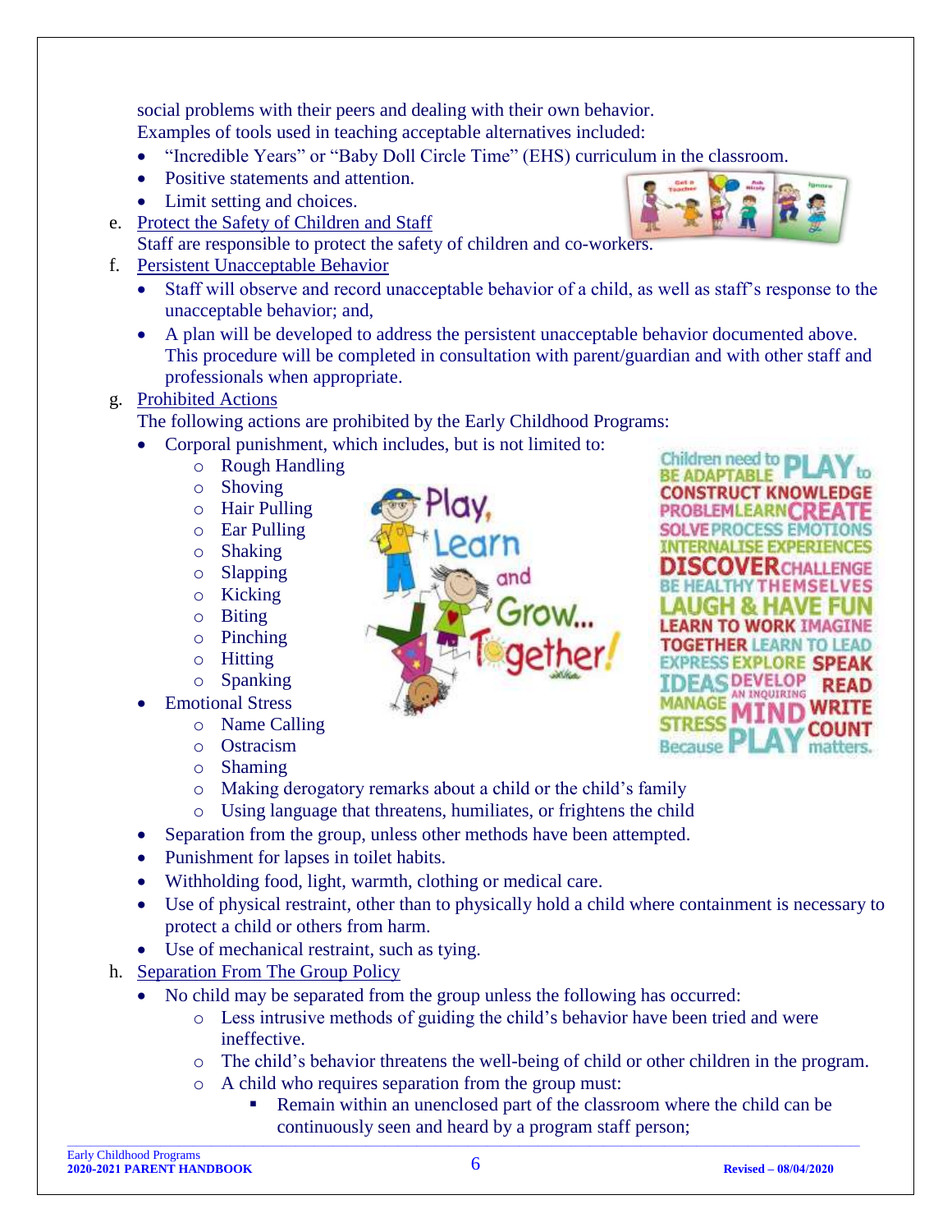social problems with their peers and dealing with their own behavior.
Examples of tools used in teaching acceptable alternatives included:

- "Incredible Years" or "Baby Doll Circle Time" (EHS) curriculum in the classroom.
- Positive statements and attention.
- Limit setting and choices.

e. Protect the Safety of Children and Staff

Staff are responsible to protect the safety of children and co-workers.

f. Persistent Unacceptable Behavior

- Staff will observe and record unacceptable behavior of a child, as well as staff's response to the unacceptable behavior; and,
- A plan will be developed to address the persistent unacceptable behavior documented above. This procedure will be completed in consultation with parent/guardian and with other staff and professionals when appropriate.

g. Prohibited Actions

The following actions are prohibited by the Early Childhood Programs:

- Corporal punishment, which includes, but is not limited to:
  - Rough Handling
  - Shoving
  - Hair Pulling
  - Ear Pulling
  - Shaking
  - Slapping
  - Kicking
  - Biting
  - Pinching
  - Hitting
  - Spanking
- Emotional Stress
  - Name Calling
  - Ostracism
  - Shaming
  - Making derogatory remarks about a child or the child's family
  - Using language that threatens, humiliates, or frightens the child
- Separation from the group, unless other methods have been attempted.
- Punishment for lapses in toilet habits.
- Withholding food, light, warmth, clothing or medical care.
- Use of physical restraint, other than to physically hold a child where containment is necessary to protect a child or others from harm.
- Use of mechanical restraint, such as tying.

h. Separation From The Group Policy

- No child may be separated from the group unless the following has occurred:
  - Less intrusive methods of guiding the child's behavior have been tried and were ineffective.
  - The child's behavior threatens the well-being of child or other children in the program.
  - A child who requires separation from the group must:
    - Remain within an unenclosed part of the classroom where the child can be continuously seen and heard by a program staff person;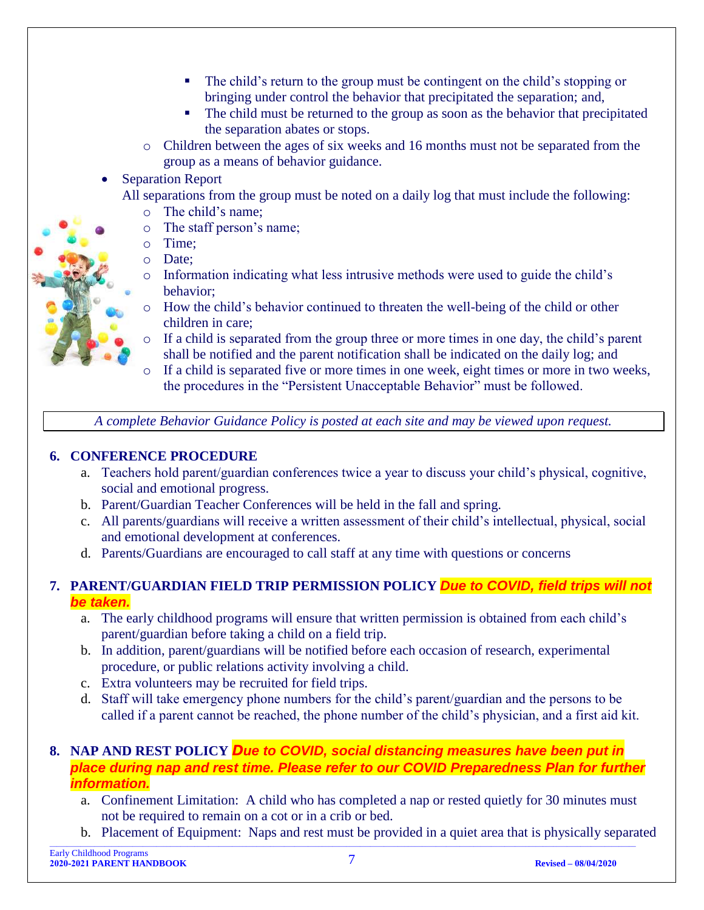- The child's return to the group must be contingent on the child's stopping or bringing under control the behavior that precipitated the separation; and,
- The child must be returned to the group as soon as the behavior that precipitated the separation abates or stops.

- Children between the ages of six weeks and 16 months must not be separated from the group as a means of behavior guidance.

- Separation Report

  All separations from the group must be noted on a daily log that must include the following:
  - The child's name;
  - The staff person's name;
  - Time;
  - Date;
  - Information indicating what less intrusive methods were used to guide the child's behavior;
  - How the child's behavior continued to threaten the well-being of the child or other children in care;
  - If a child is separated from the group three or more times in one day, the child's parent shall be notified and the parent notification shall be indicated on the daily log; and
  - If a child is separated five or more times in one week, eight times or more in two weeks, the procedures in the "Persistent Unacceptable Behavior" must be followed.

*A complete Behavior Guidance Policy is posted at each site and may be viewed upon request.*

## 6. CONFERENCE PROCEDURE

a. Teachers hold parent/guardian conferences twice a year to discuss your child's physical, cognitive, social and emotional progress.
b. Parent/Guardian Teacher Conferences will be held in the fall and spring.
c. All parents/guardians will receive a written assessment of their child's intellectual, physical, social and emotional development at conferences.
d. Parents/Guardians are encouraged to call staff at any time with questions or concerns

## 7. PARENT/GUARDIAN FIELD TRIP PERMISSION POLICY ***Due to COVID, field trips will not be taken.***

a. The early childhood programs will ensure that written permission is obtained from each child's parent/guardian before taking a child on a field trip.
b. In addition, parent/guardians will be notified before each occasion of research, experimental procedure, or public relations activity involving a child.
c. Extra volunteers may be recruited for field trips.
d. Staff will take emergency phone numbers for the child's parent/guardian and the persons to be called if a parent cannot be reached, the phone number of the child's physician, and a first aid kit.

## 8. NAP AND REST POLICY ***Due to COVID, social distancing measures have been put in place during nap and rest time. Please refer to our COVID Preparedness Plan for further information.***

a. Confinement Limitation: A child who has completed a nap or rested quietly for 30 minutes must not be required to remain on a cot or in a crib or bed.
b. Placement of Equipment: Naps and rest must be provided in a quiet area that is physically separated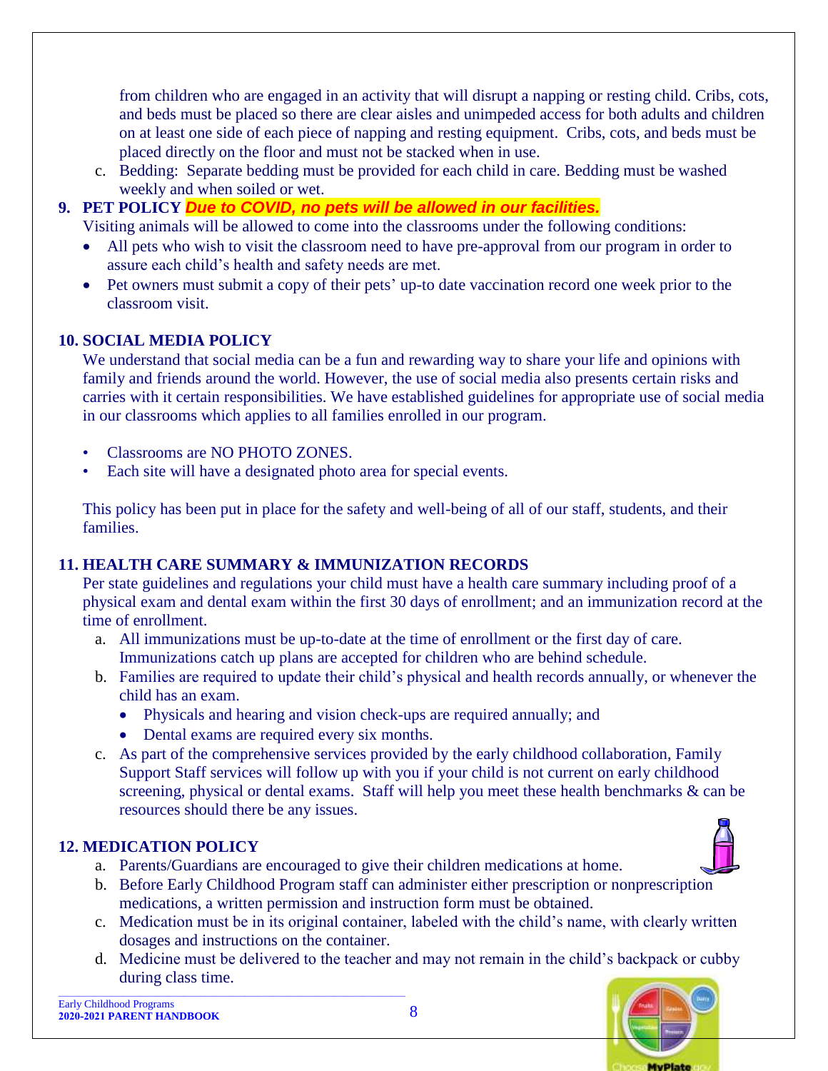from children who are engaged in an activity that will disrupt a napping or resting child. Cribs, cots, and beds must be placed so there are clear aisles and unimpeded access for both adults and children on at least one side of each piece of napping and resting equipment. Cribs, cots, and beds must be placed directly on the floor and must not be stacked when in use.

c. Bedding: Separate bedding must be provided for each child in care. Bedding must be washed weekly and when soiled or wet.

## 9. PET POLICY ***Due to COVID, no pets will be allowed in our facilities.***

Visiting animals will be allowed to come into the classrooms under the following conditions:

- All pets who wish to visit the classroom need to have pre-approval from our program in order to assure each child's health and safety needs are met.
- Pet owners must submit a copy of their pets' up-to date vaccination record one week prior to the classroom visit.

## 10. SOCIAL MEDIA POLICY

We understand that social media can be a fun and rewarding way to share your life and opinions with family and friends around the world. However, the use of social media also presents certain risks and carries with it certain responsibilities. We have established guidelines for appropriate use of social media in our classrooms which applies to all families enrolled in our program.

- Classrooms are NO PHOTO ZONES.
- Each site will have a designated photo area for special events.

This policy has been put in place for the safety and well-being of all of our staff, students, and their families.

## 11. HEALTH CARE SUMMARY & IMMUNIZATION RECORDS

Per state guidelines and regulations your child must have a health care summary including proof of a physical exam and dental exam within the first 30 days of enrollment; and an immunization record at the time of enrollment.

a. All immunizations must be up-to-date at the time of enrollment or the first day of care. Immunizations catch up plans are accepted for children who are behind schedule.

b. Families are required to update their child's physical and health records annually, or whenever the child has an exam.
   - Physicals and hearing and vision check-ups are required annually; and
   - Dental exams are required every six months.

c. As part of the comprehensive services provided by the early childhood collaboration, Family Support Staff services will follow up with you if your child is not current on early childhood screening, physical or dental exams. Staff will help you meet these health benchmarks & can be resources should there be any issues.

## 12. MEDICATION POLICY

a. Parents/Guardians are encouraged to give their children medications at home.

b. Before Early Childhood Program staff can administer either prescription or nonprescription medications, a written permission and instruction form must be obtained.

c. Medication must be in its original container, labeled with the child's name, with clearly written dosages and instructions on the container.

d. Medicine must be delivered to the teacher and may not remain in the child's backpack or cubby during class time.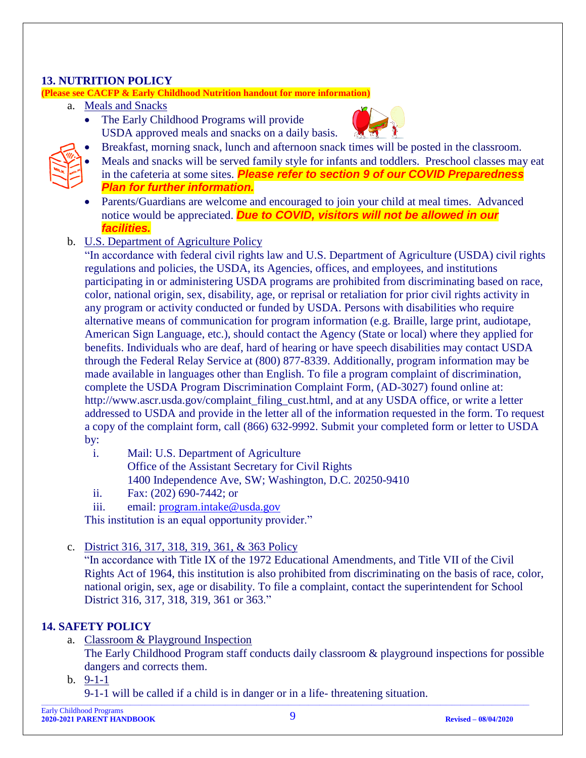## 13. NUTRITION POLICY

**(Please see CACFP & Early Childhood Nutrition handout for more information)**

a. Meals and Snacks
   - The Early Childhood Programs will provide USDA approved meals and snacks on a daily basis.
   - Breakfast, morning snack, lunch and afternoon snack times will be posted in the classroom.
   - Meals and snacks will be served family style for infants and toddlers. Preschool classes may eat in the cafeteria at some sites. ***Please refer to section 9 of our COVID Preparedness Plan for further information.***
   - Parents/Guardians are welcome and encouraged to join your child at meal times. Advanced notice would be appreciated. ***Due to COVID, visitors will not be allowed in our facilities.***

b. U.S. Department of Agriculture Policy

   "In accordance with federal civil rights law and U.S. Department of Agriculture (USDA) civil rights regulations and policies, the USDA, its Agencies, offices, and employees, and institutions participating in or administering USDA programs are prohibited from discriminating based on race, color, national origin, sex, disability, age, or reprisal or retaliation for prior civil rights activity in any program or activity conducted or funded by USDA. Persons with disabilities who require alternative means of communication for program information (e.g. Braille, large print, audiotape, American Sign Language, etc.), should contact the Agency (State or local) where they applied for benefits. Individuals who are deaf, hard of hearing or have speech disabilities may contact USDA through the Federal Relay Service at (800) 877-8339. Additionally, program information may be made available in languages other than English. To file a program complaint of discrimination, complete the USDA Program Discrimination Complaint Form, (AD-3027) found online at: http://www.ascr.usda.gov/complaint_filing_cust.html, and at any USDA office, or write a letter addressed to USDA and provide in the letter all of the information requested in the form. To request a copy of the complaint form, call (866) 632-9992. Submit your completed form or letter to USDA by:

   i. Mail: U.S. Department of Agriculture
      Office of the Assistant Secretary for Civil Rights
      1400 Independence Ave, SW; Washington, D.C. 20250-9410
   ii. Fax: (202) 690-7442; or
   iii. email: program.intake@usda.gov

   This institution is an equal opportunity provider."

c. District 316, 317, 318, 319, 361, & 363 Policy

   "In accordance with Title IX of the 1972 Educational Amendments, and Title VII of the Civil Rights Act of 1964, this institution is also prohibited from discriminating on the basis of race, color, national origin, sex, age or disability. To file a complaint, contact the superintendent for School District 316, 317, 318, 319, 361 or 363."

## 14. SAFETY POLICY

a. Classroom & Playground Inspection

   The Early Childhood Program staff conducts daily classroom & playground inspections for possible dangers and corrects them.

b. 9-1-1

   9-1-1 will be called if a child is in danger or in a life- threatening situation.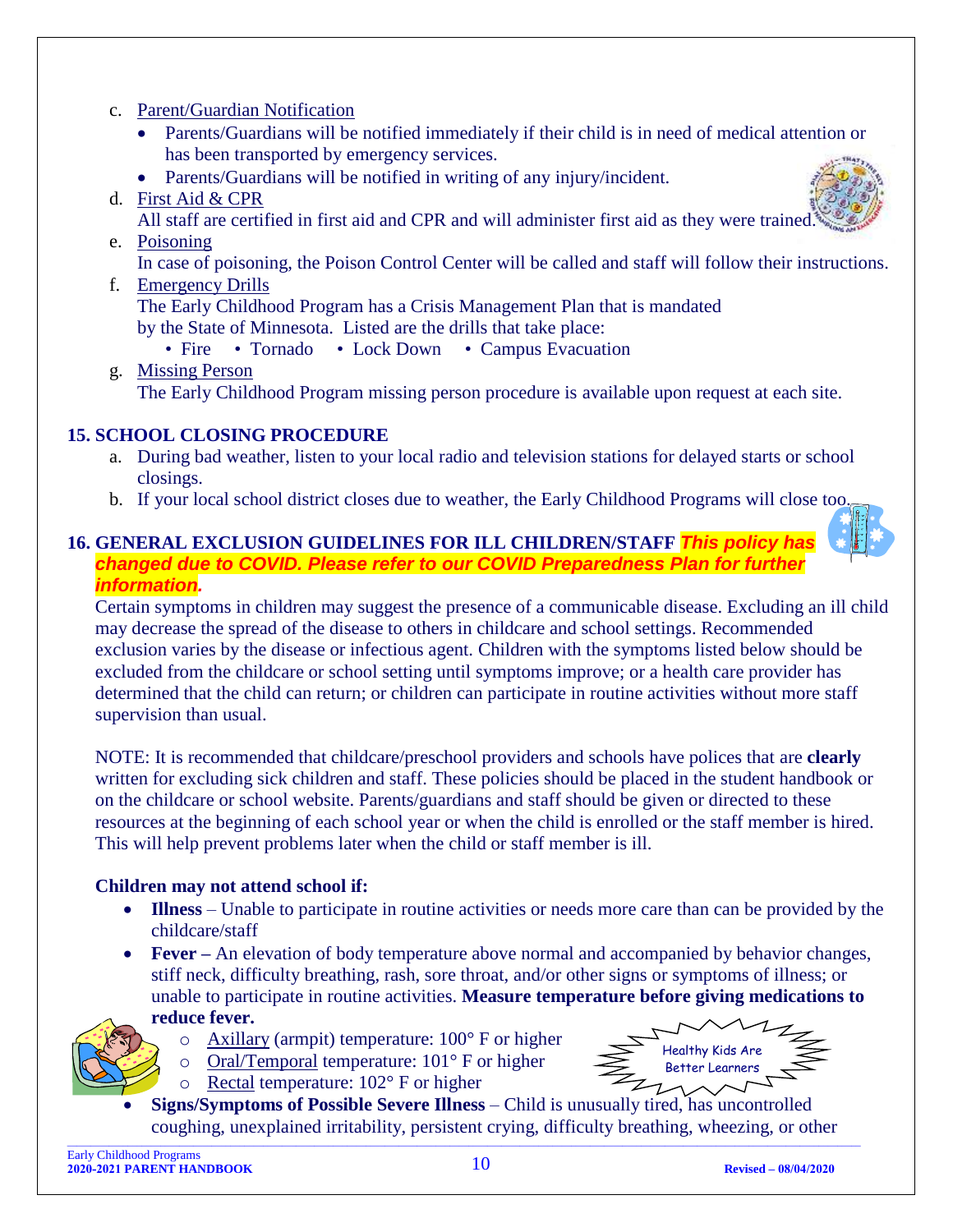c. Parent/Guardian Notification
   - Parents/Guardians will be notified immediately if their child is in need of medical attention or has been transported by emergency services.
   - Parents/Guardians will be notified in writing of any injury/incident.

d. First Aid & CPR
   All staff are certified in first aid and CPR and will administer first aid as they were trained.

e. Poisoning
   In case of poisoning, the Poison Control Center will be called and staff will follow their instructions.

f. Emergency Drills
   The Early Childhood Program has a Crisis Management Plan that is mandated by the State of Minnesota. Listed are the drills that take place:
   • Fire • Tornado • Lock Down • Campus Evacuation

g. Missing Person
   The Early Childhood Program missing person procedure is available upon request at each site.

## 15. SCHOOL CLOSING PROCEDURE

a. During bad weather, listen to your local radio and television stations for delayed starts or school closings.

b. If your local school district closes due to weather, the Early Childhood Programs will close too.

## 16. GENERAL EXCLUSION GUIDELINES FOR ILL CHILDREN/STAFF *This policy has changed due to COVID. Please refer to our COVID Preparedness Plan for further information.*

Certain symptoms in children may suggest the presence of a communicable disease. Excluding an ill child may decrease the spread of the disease to others in childcare and school settings. Recommended exclusion varies by the disease or infectious agent. Children with the symptoms listed below should be excluded from the childcare or school setting until symptoms improve; or a health care provider has determined that the child can return; or children can participate in routine activities without more staff supervision than usual.

NOTE: It is recommended that childcare/preschool providers and schools have polices that are **clearly** written for excluding sick children and staff. These policies should be placed in the student handbook or on the childcare or school website. Parents/guardians and staff should be given or directed to these resources at the beginning of each school year or when the child is enrolled or the staff member is hired. This will help prevent problems later when the child or staff member is ill.

**Children may not attend school if:**

- **Illness** – Unable to participate in routine activities or needs more care than can be provided by the childcare/staff
- **Fever –** An elevation of body temperature above normal and accompanied by behavior changes, stiff neck, difficulty breathing, rash, sore throat, and/or other signs or symptoms of illness; or unable to participate in routine activities. **Measure temperature before giving medications to reduce fever.**
  - Axillary (armpit) temperature: 100° F or higher
  - Oral/Temporal temperature: 101° F or higher
  - Rectal temperature: 102° F or higher

Healthy Kids Are Better Learners

- **Signs/Symptoms of Possible Severe Illness** – Child is unusually tired, has uncontrolled coughing, unexplained irritability, persistent crying, difficulty breathing, wheezing, or other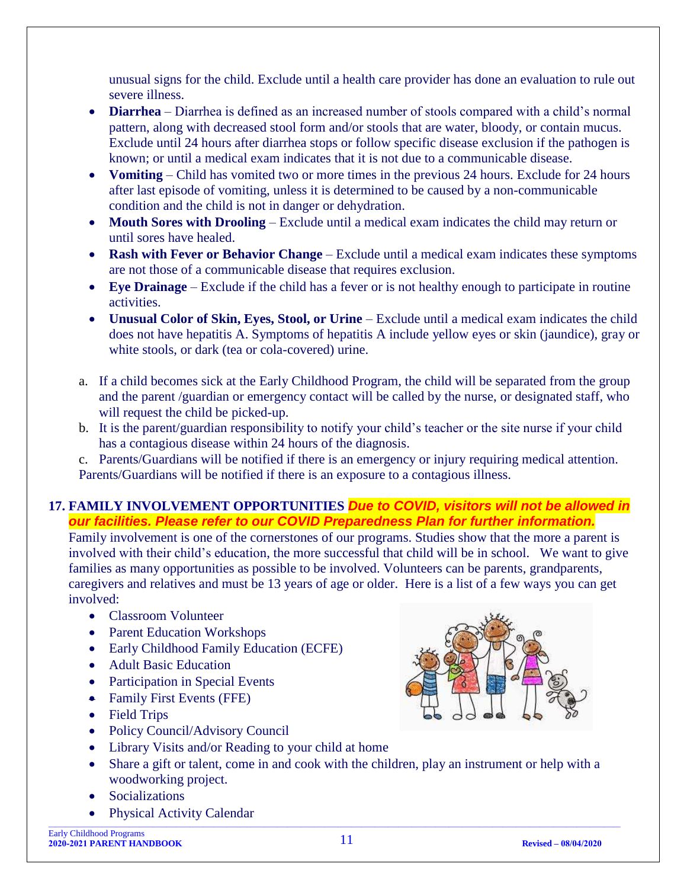unusual signs for the child. Exclude until a health care provider has done an evaluation to rule out severe illness.

- **Diarrhea** – Diarrhea is defined as an increased number of stools compared with a child's normal pattern, along with decreased stool form and/or stools that are water, bloody, or contain mucus. Exclude until 24 hours after diarrhea stops or follow specific disease exclusion if the pathogen is known; or until a medical exam indicates that it is not due to a communicable disease.
- **Vomiting** – Child has vomited two or more times in the previous 24 hours. Exclude for 24 hours after last episode of vomiting, unless it is determined to be caused by a non-communicable condition and the child is not in danger or dehydration.
- **Mouth Sores with Drooling** – Exclude until a medical exam indicates the child may return or until sores have healed.
- **Rash with Fever or Behavior Change** – Exclude until a medical exam indicates these symptoms are not those of a communicable disease that requires exclusion.
- **Eye Drainage** – Exclude if the child has a fever or is not healthy enough to participate in routine activities.
- **Unusual Color of Skin, Eyes, Stool, or Urine** – Exclude until a medical exam indicates the child does not have hepatitis A. Symptoms of hepatitis A include yellow eyes or skin (jaundice), gray or white stools, or dark (tea or cola-covered) urine.

a. If a child becomes sick at the Early Childhood Program, the child will be separated from the group and the parent /guardian or emergency contact will be called by the nurse, or designated staff, who will request the child be picked-up.

b. It is the parent/guardian responsibility to notify your child's teacher or the site nurse if your child has a contagious disease within 24 hours of the diagnosis.

c. Parents/Guardians will be notified if there is an emergency or injury requiring medical attention. Parents/Guardians will be notified if there is an exposure to a contagious illness.

## 17. FAMILY INVOLVEMENT OPPORTUNITIES *Due to COVID, visitors will not be allowed in our facilities. Please refer to our COVID Preparedness Plan for further information.*

Family involvement is one of the cornerstones of our programs. Studies show that the more a parent is involved with their child's education, the more successful that child will be in school. We want to give families as many opportunities as possible to be involved. Volunteers can be parents, grandparents, caregivers and relatives and must be 13 years of age or older. Here is a list of a few ways you can get involved:

- Classroom Volunteer
- Parent Education Workshops
- Early Childhood Family Education (ECFE)
- Adult Basic Education
- Participation in Special Events
- Family First Events (FFE)
- Field Trips
- Policy Council/Advisory Council
- Library Visits and/or Reading to your child at home
- Share a gift or talent, come in and cook with the children, play an instrument or help with a woodworking project.
- Socializations
- Physical Activity Calendar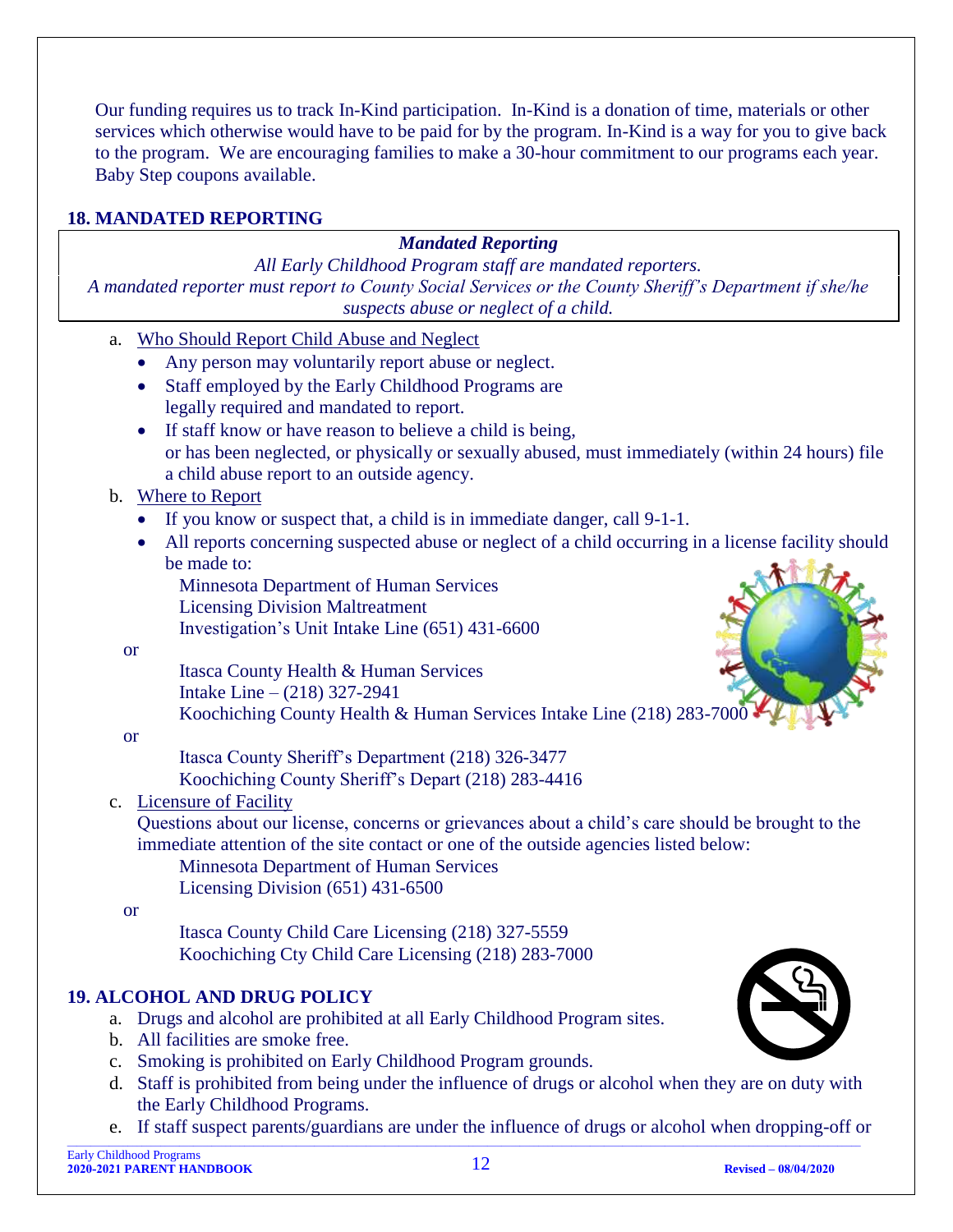Our funding requires us to track In-Kind participation. In-Kind is a donation of time, materials or other services which otherwise would have to be paid for by the program. In-Kind is a way for you to give back to the program. We are encouraging families to make a 30-hour commitment to our programs each year. Baby Step coupons available.

## 18. MANDATED REPORTING

***Mandated Reporting***

*All Early Childhood Program staff are mandated reporters.*

*A mandated reporter must report to County Social Services or the County Sheriff's Department if she/he suspects abuse or neglect of a child.*

a. Who Should Report Child Abuse and Neglect
   - Any person may voluntarily report abuse or neglect.
   - Staff employed by the Early Childhood Programs are legally required and mandated to report.
   - If staff know or have reason to believe a child is being, or has been neglected, or physically or sexually abused, must immediately (within 24 hours) file a child abuse report to an outside agency.

b. Where to Report
   - If you know or suspect that, a child is in immediate danger, call 9-1-1.
   - All reports concerning suspected abuse or neglect of a child occurring in a license facility should be made to:

     Minnesota Department of Human Services
     Licensing Division Maltreatment
     Investigation's Unit Intake Line (651) 431-6600

   or

     Itasca County Health & Human Services
     Intake Line – (218) 327-2941
     Koochiching County Health & Human Services Intake Line (218) 283-7000

   or

     Itasca County Sheriff's Department (218) 326-3477
     Koochiching County Sheriff's Depart (218) 283-4416

c. Licensure of Facility

   Questions about our license, concerns or grievances about a child's care should be brought to the immediate attention of the site contact or one of the outside agencies listed below:

     Minnesota Department of Human Services
     Licensing Division (651) 431-6500

   or

     Itasca County Child Care Licensing (218) 327-5559
     Koochiching Cty Child Care Licensing (218) 283-7000

## 19. ALCOHOL AND DRUG POLICY

a. Drugs and alcohol are prohibited at all Early Childhood Program sites.
b. All facilities are smoke free.
c. Smoking is prohibited on Early Childhood Program grounds.
d. Staff is prohibited from being under the influence of drugs or alcohol when they are on duty with the Early Childhood Programs.
e. If staff suspect parents/guardians are under the influence of drugs or alcohol when dropping-off or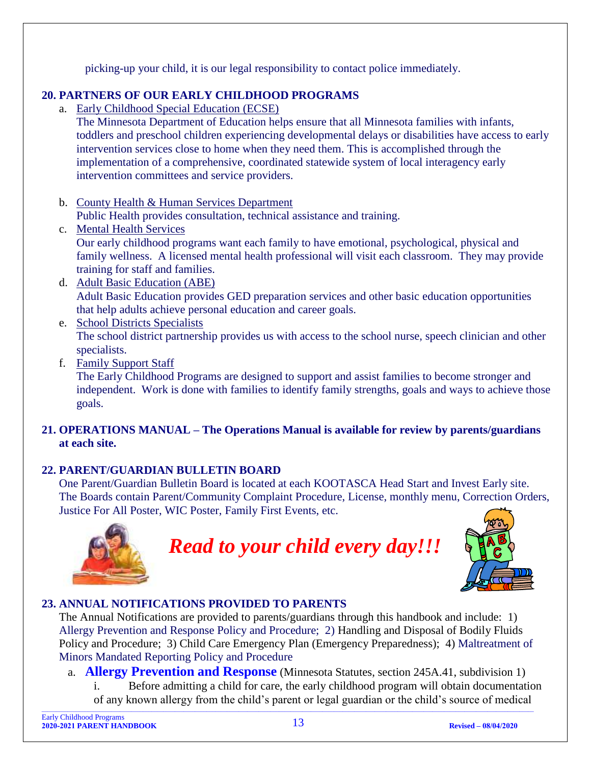picking-up your child, it is our legal responsibility to contact police immediately.

**20. PARTNERS OF OUR EARLY CHILDHOOD PROGRAMS**

a. Early Childhood Special Education (ECSE)
The Minnesota Department of Education helps ensure that all Minnesota families with infants, toddlers and preschool children experiencing developmental delays or disabilities have access to early intervention services close to home when they need them. This is accomplished through the implementation of a comprehensive, coordinated statewide system of local interagency early intervention committees and service providers.

b. County Health & Human Services Department
Public Health provides consultation, technical assistance and training.

c. Mental Health Services
Our early childhood programs want each family to have emotional, psychological, physical and family wellness. A licensed mental health professional will visit each classroom. They may provide training for staff and families.

d. Adult Basic Education (ABE)
Adult Basic Education provides GED preparation services and other basic education opportunities that help adults achieve personal education and career goals.

e. School Districts Specialists
The school district partnership provides us with access to the school nurse, speech clinician and other specialists.

f. Family Support Staff
The Early Childhood Programs are designed to support and assist families to become stronger and independent. Work is done with families to identify family strengths, goals and ways to achieve those goals.

**21. OPERATIONS MANUAL – The Operations Manual is available for review by parents/guardians at each site.**

**22. PARENT/GUARDIAN BULLETIN BOARD**

One Parent/Guardian Bulletin Board is located at each KOOTASCA Head Start and Invest Early site. The Boards contain Parent/Community Complaint Procedure, License, monthly menu, Correction Orders, Justice For All Poster, WIC Poster, Family First Events, etc.

***Read to your child every day!!!***

**23. ANNUAL NOTIFICATIONS PROVIDED TO PARENTS**

The Annual Notifications are provided to parents/guardians through this handbook and include: 1) Allergy Prevention and Response Policy and Procedure; 2) Handling and Disposal of Bodily Fluids Policy and Procedure; 3) Child Care Emergency Plan (Emergency Preparedness); 4) Maltreatment of Minors Mandated Reporting Policy and Procedure

a. **Allergy Prevention and Response** (Minnesota Statutes, section 245A.41, subdivision 1)

i. Before admitting a child for care, the early childhood program will obtain documentation of any known allergy from the child's parent or legal guardian or the child's source of medical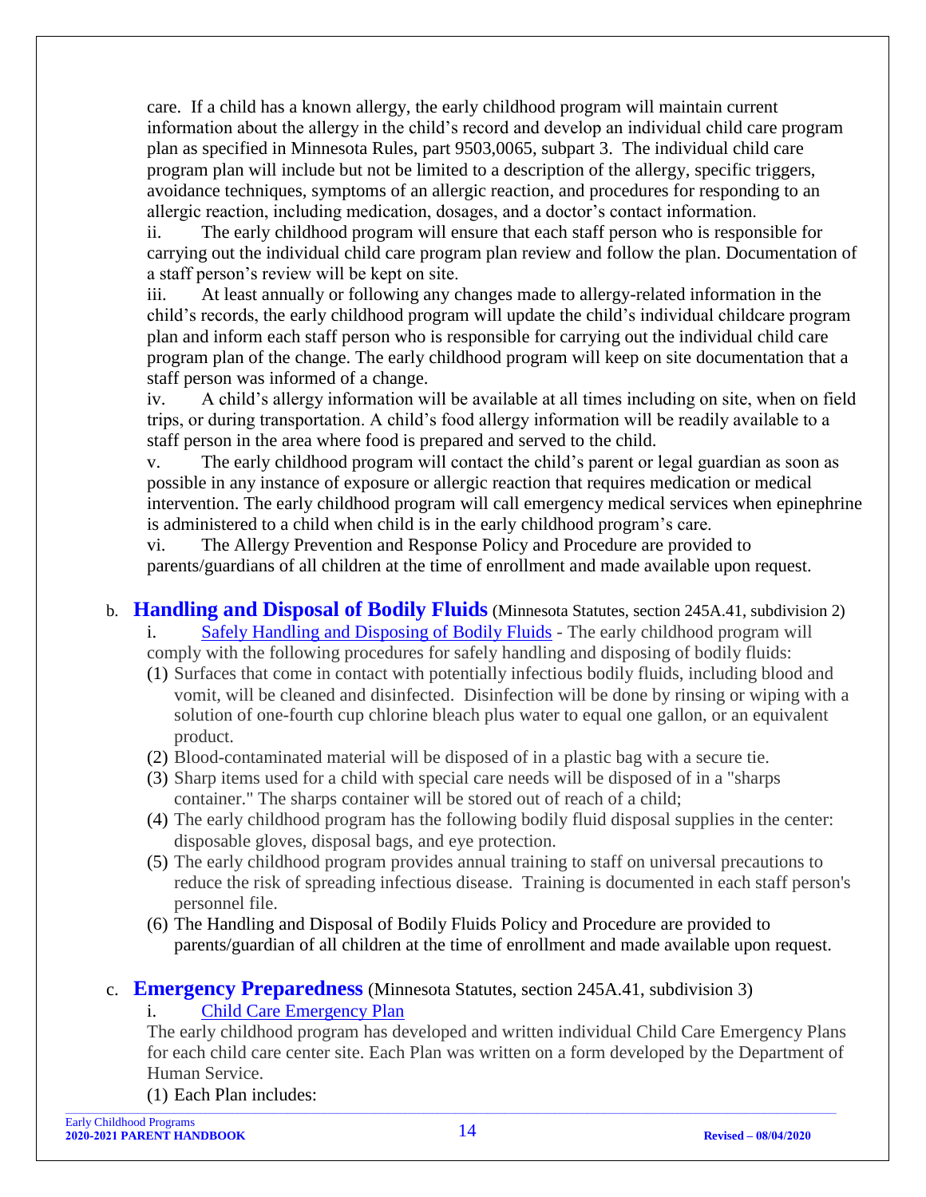care. If a child has a known allergy, the early childhood program will maintain current information about the allergy in the child's record and develop an individual child care program plan as specified in Minnesota Rules, part 9503,0065, subpart 3. The individual child care program plan will include but not be limited to a description of the allergy, specific triggers, avoidance techniques, symptoms of an allergic reaction, and procedures for responding to an allergic reaction, including medication, dosages, and a doctor's contact information.

ii. The early childhood program will ensure that each staff person who is responsible for carrying out the individual child care program plan review and follow the plan. Documentation of a staff person's review will be kept on site.

iii. At least annually or following any changes made to allergy-related information in the child's records, the early childhood program will update the child's individual childcare program plan and inform each staff person who is responsible for carrying out the individual child care program plan of the change. The early childhood program will keep on site documentation that a staff person was informed of a change.

iv. A child's allergy information will be available at all times including on site, when on field trips, or during transportation. A child's food allergy information will be readily available to a staff person in the area where food is prepared and served to the child.

v. The early childhood program will contact the child's parent or legal guardian as soon as possible in any instance of exposure or allergic reaction that requires medication or medical intervention. The early childhood program will call emergency medical services when epinephrine is administered to a child when child is in the early childhood program's care.

vi. The Allergy Prevention and Response Policy and Procedure are provided to parents/guardians of all children at the time of enrollment and made available upon request.

b. **Handling and Disposal of Bodily Fluids** (Minnesota Statutes, section 245A.41, subdivision 2)

i. Safely Handling and Disposing of Bodily Fluids - The early childhood program will comply with the following procedures for safely handling and disposing of bodily fluids:

(1) Surfaces that come in contact with potentially infectious bodily fluids, including blood and vomit, will be cleaned and disinfected. Disinfection will be done by rinsing or wiping with a solution of one-fourth cup chlorine bleach plus water to equal one gallon, or an equivalent product.
(2) Blood-contaminated material will be disposed of in a plastic bag with a secure tie.
(3) Sharp items used for a child with special care needs will be disposed of in a "sharps container." The sharps container will be stored out of reach of a child;
(4) The early childhood program has the following bodily fluid disposal supplies in the center: disposable gloves, disposal bags, and eye protection.
(5) The early childhood program provides annual training to staff on universal precautions to reduce the risk of spreading infectious disease. Training is documented in each staff person's personnel file.
(6) The Handling and Disposal of Bodily Fluids Policy and Procedure are provided to parents/guardian of all children at the time of enrollment and made available upon request.

c. **Emergency Preparedness** (Minnesota Statutes, section 245A.41, subdivision 3)

i. Child Care Emergency Plan

The early childhood program has developed and written individual Child Care Emergency Plans for each child care center site. Each Plan was written on a form developed by the Department of Human Service.

(1) Each Plan includes: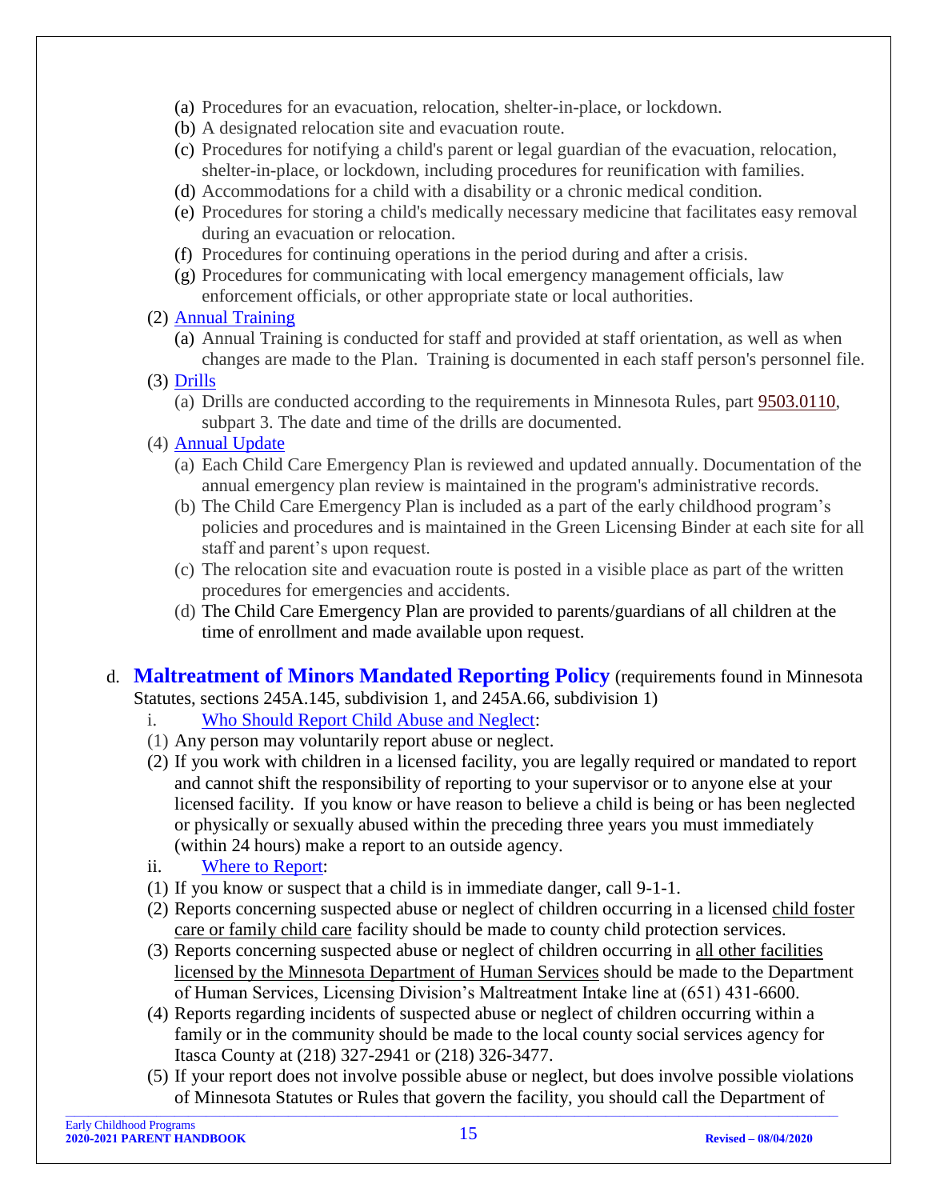(a) Procedures for an evacuation, relocation, shelter-in-place, or lockdown.
(b) A designated relocation site and evacuation route.
(c) Procedures for notifying a child's parent or legal guardian of the evacuation, relocation, shelter-in-place, or lockdown, including procedures for reunification with families.
(d) Accommodations for a child with a disability or a chronic medical condition.
(e) Procedures for storing a child's medically necessary medicine that facilitates easy removal during an evacuation or relocation.
(f) Procedures for continuing operations in the period during and after a crisis.
(g) Procedures for communicating with local emergency management officials, law enforcement officials, or other appropriate state or local authorities.

(2) Annual Training
  (a) Annual Training is conducted for staff and provided at staff orientation, as well as when changes are made to the Plan. Training is documented in each staff person's personnel file.

(3) Drills
  (a) Drills are conducted according to the requirements in Minnesota Rules, part 9503.0110, subpart 3. The date and time of the drills are documented.

(4) Annual Update
  (a) Each Child Care Emergency Plan is reviewed and updated annually. Documentation of the annual emergency plan review is maintained in the program's administrative records.
  (b) The Child Care Emergency Plan is included as a part of the early childhood program's policies and procedures and is maintained in the Green Licensing Binder at each site for all staff and parent's upon request.
  (c) The relocation site and evacuation route is posted in a visible place as part of the written procedures for emergencies and accidents.
  (d) The Child Care Emergency Plan are provided to parents/guardians of all children at the time of enrollment and made available upon request.

d. **Maltreatment of Minors Mandated Reporting Policy** (requirements found in Minnesota Statutes, sections 245A.145, subdivision 1, and 245A.66, subdivision 1)

i. Who Should Report Child Abuse and Neglect:
(1) Any person may voluntarily report abuse or neglect.
(2) If you work with children in a licensed facility, you are legally required or mandated to report and cannot shift the responsibility of reporting to your supervisor or to anyone else at your licensed facility. If you know or have reason to believe a child is being or has been neglected or physically or sexually abused within the preceding three years you must immediately (within 24 hours) make a report to an outside agency.

ii. Where to Report:
(1) If you know or suspect that a child is in immediate danger, call 9-1-1.
(2) Reports concerning suspected abuse or neglect of children occurring in a licensed child foster care or family child care facility should be made to county child protection services.
(3) Reports concerning suspected abuse or neglect of children occurring in all other facilities licensed by the Minnesota Department of Human Services should be made to the Department of Human Services, Licensing Division's Maltreatment Intake line at (651) 431-6600.
(4) Reports regarding incidents of suspected abuse or neglect of children occurring within a family or in the community should be made to the local county social services agency for Itasca County at (218) 327-2941 or (218) 326-3477.
(5) If your report does not involve possible abuse or neglect, but does involve possible violations of Minnesota Statutes or Rules that govern the facility, you should call the Department of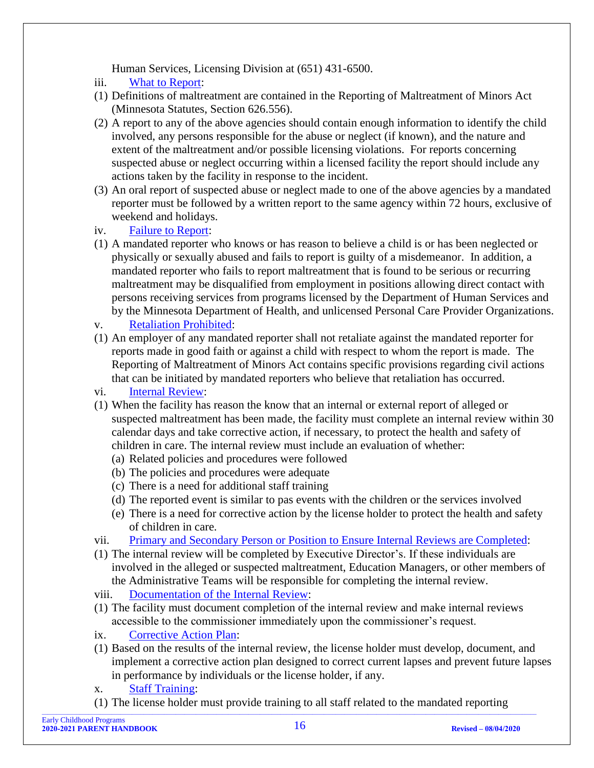Human Services, Licensing Division at (651) 431-6500.

iii. [What to Report](#):

(1) Definitions of maltreatment are contained in the Reporting of Maltreatment of Minors Act (Minnesota Statutes, Section 626.556).

(2) A report to any of the above agencies should contain enough information to identify the child involved, any persons responsible for the abuse or neglect (if known), and the nature and extent of the maltreatment and/or possible licensing violations. For reports concerning suspected abuse or neglect occurring within a licensed facility the report should include any actions taken by the facility in response to the incident.

(3) An oral report of suspected abuse or neglect made to one of the above agencies by a mandated reporter must be followed by a written report to the same agency within 72 hours, exclusive of weekend and holidays.

iv. [Failure to Report](#):

(1) A mandated reporter who knows or has reason to believe a child is or has been neglected or physically or sexually abused and fails to report is guilty of a misdemeanor. In addition, a mandated reporter who fails to report maltreatment that is found to be serious or recurring maltreatment may be disqualified from employment in positions allowing direct contact with persons receiving services from programs licensed by the Department of Human Services and by the Minnesota Department of Health, and unlicensed Personal Care Provider Organizations.

v. [Retaliation Prohibited](#):

(1) An employer of any mandated reporter shall not retaliate against the mandated reporter for reports made in good faith or against a child with respect to whom the report is made. The Reporting of Maltreatment of Minors Act contains specific provisions regarding civil actions that can be initiated by mandated reporters who believe that retaliation has occurred.

vi. [Internal Review](#):

(1) When the facility has reason the know that an internal or external report of alleged or suspected maltreatment has been made, the facility must complete an internal review within 30 calendar days and take corrective action, if necessary, to protect the health and safety of children in care. The internal review must include an evaluation of whether:
   - (a) Related policies and procedures were followed
   - (b) The policies and procedures were adequate
   - (c) There is a need for additional staff training
   - (d) The reported event is similar to pas events with the children or the services involved
   - (e) There is a need for corrective action by the license holder to protect the health and safety of children in care.

vii. [Primary and Secondary Person or Position to Ensure Internal Reviews are Completed](#):

(1) The internal review will be completed by Executive Director's. If these individuals are involved in the alleged or suspected maltreatment, Education Managers, or other members of the Administrative Teams will be responsible for completing the internal review.

viii. [Documentation of the Internal Review](#):

(1) The facility must document completion of the internal review and make internal reviews accessible to the commissioner immediately upon the commissioner's request.

ix. [Corrective Action Plan](#):

(1) Based on the results of the internal review, the license holder must develop, document, and implement a corrective action plan designed to correct current lapses and prevent future lapses in performance by individuals or the license holder, if any.

x. [Staff Training](#):

(1) The license holder must provide training to all staff related to the mandated reporting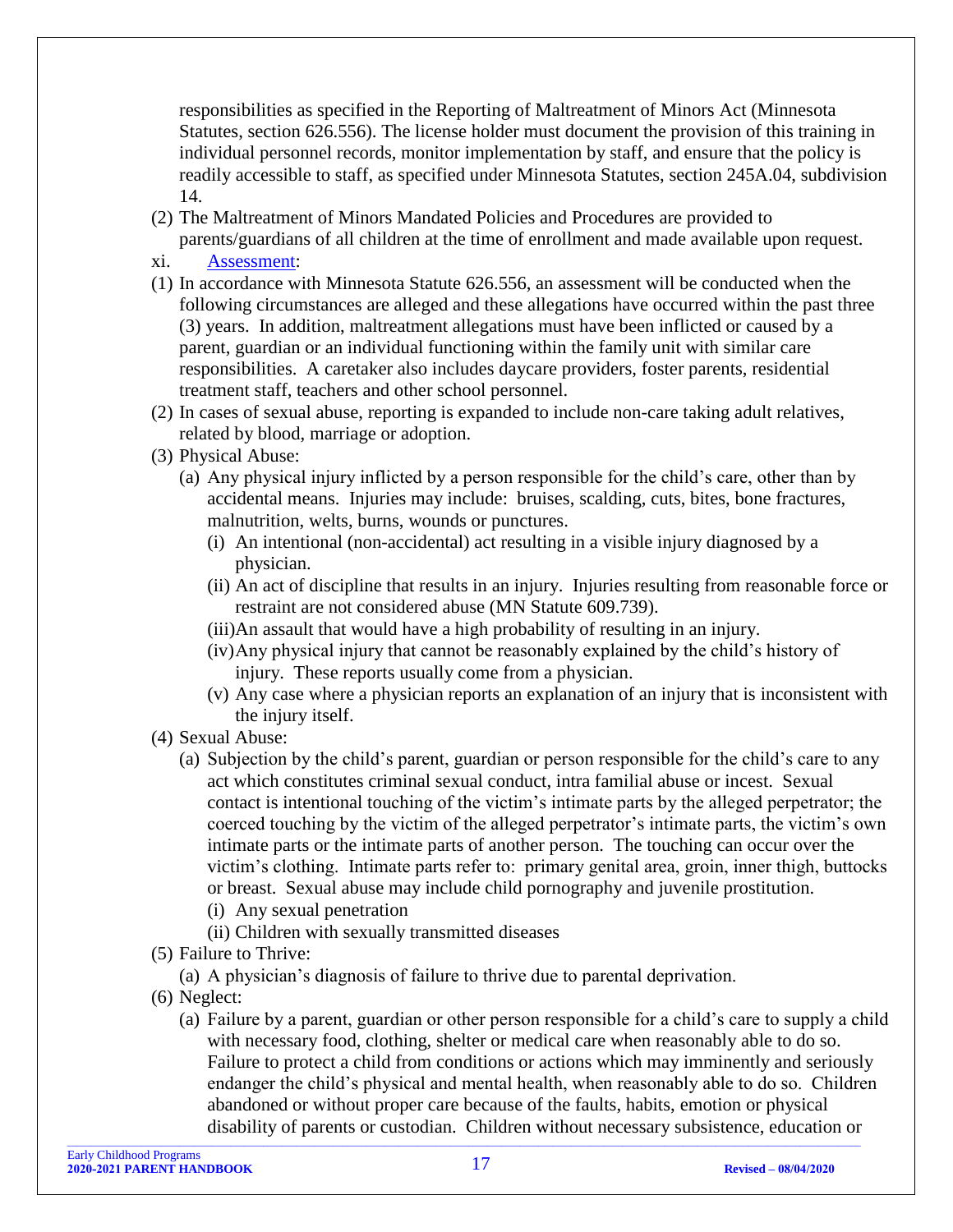responsibilities as specified in the Reporting of Maltreatment of Minors Act (Minnesota Statutes, section 626.556). The license holder must document the provision of this training in individual personnel records, monitor implementation by staff, and ensure that the policy is readily accessible to staff, as specified under Minnesota Statutes, section 245A.04, subdivision 14.

(2) The Maltreatment of Minors Mandated Policies and Procedures are provided to parents/guardians of all children at the time of enrollment and made available upon request.

xi. Assessment:

(1) In accordance with Minnesota Statute 626.556, an assessment will be conducted when the following circumstances are alleged and these allegations have occurred within the past three (3) years. In addition, maltreatment allegations must have been inflicted or caused by a parent, guardian or an individual functioning within the family unit with similar care responsibilities. A caretaker also includes daycare providers, foster parents, residential treatment staff, teachers and other school personnel.

(2) In cases of sexual abuse, reporting is expanded to include non-care taking adult relatives, related by blood, marriage or adoption.

(3) Physical Abuse:

- (a) Any physical injury inflicted by a person responsible for the child's care, other than by accidental means. Injuries may include: bruises, scalding, cuts, bites, bone fractures, malnutrition, welts, burns, wounds or punctures.
  - (i) An intentional (non-accidental) act resulting in a visible injury diagnosed by a physician.
  - (ii) An act of discipline that results in an injury. Injuries resulting from reasonable force or restraint are not considered abuse (MN Statute 609.739).
  - (iii) An assault that would have a high probability of resulting in an injury.
  - (iv) Any physical injury that cannot be reasonably explained by the child's history of injury. These reports usually come from a physician.
  - (v) Any case where a physician reports an explanation of an injury that is inconsistent with the injury itself.

(4) Sexual Abuse:

- (a) Subjection by the child's parent, guardian or person responsible for the child's care to any act which constitutes criminal sexual conduct, intra familial abuse or incest. Sexual contact is intentional touching of the victim's intimate parts by the alleged perpetrator; the coerced touching by the victim of the alleged perpetrator's intimate parts, the victim's own intimate parts or the intimate parts of another person. The touching can occur over the victim's clothing. Intimate parts refer to: primary genital area, groin, inner thigh, buttocks or breast. Sexual abuse may include child pornography and juvenile prostitution.
  - (i) Any sexual penetration
  - (ii) Children with sexually transmitted diseases

(5) Failure to Thrive:

- (a) A physician's diagnosis of failure to thrive due to parental deprivation.

(6) Neglect:

- (a) Failure by a parent, guardian or other person responsible for a child's care to supply a child with necessary food, clothing, shelter or medical care when reasonably able to do so. Failure to protect a child from conditions or actions which may imminently and seriously endanger the child's physical and mental health, when reasonably able to do so. Children abandoned or without proper care because of the faults, habits, emotion or physical disability of parents or custodian. Children without necessary subsistence, education or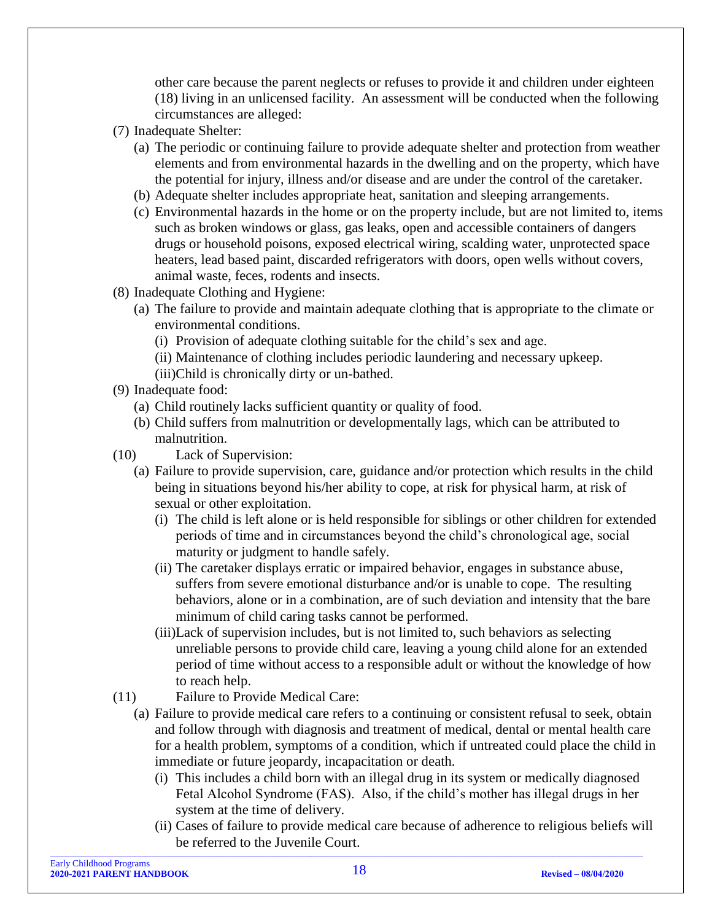other care because the parent neglects or refuses to provide it and children under eighteen (18) living in an unlicensed facility. An assessment will be conducted when the following circumstances are alleged:

(7) Inadequate Shelter:

(a) The periodic or continuing failure to provide adequate shelter and protection from weather elements and from environmental hazards in the dwelling and on the property, which have the potential for injury, illness and/or disease and are under the control of the caretaker.

(b) Adequate shelter includes appropriate heat, sanitation and sleeping arrangements.

(c) Environmental hazards in the home or on the property include, but are not limited to, items such as broken windows or glass, gas leaks, open and accessible containers of dangers drugs or household poisons, exposed electrical wiring, scalding water, unprotected space heaters, lead based paint, discarded refrigerators with doors, open wells without covers, animal waste, feces, rodents and insects.

(8) Inadequate Clothing and Hygiene:

(a) The failure to provide and maintain adequate clothing that is appropriate to the climate or environmental conditions.

(i) Provision of adequate clothing suitable for the child's sex and age.

(ii) Maintenance of clothing includes periodic laundering and necessary upkeep.

(iii)Child is chronically dirty or un-bathed.

(9) Inadequate food:

(a) Child routinely lacks sufficient quantity or quality of food.

(b) Child suffers from malnutrition or developmentally lags, which can be attributed to malnutrition.

(10) Lack of Supervision:

(a) Failure to provide supervision, care, guidance and/or protection which results in the child being in situations beyond his/her ability to cope, at risk for physical harm, at risk of sexual or other exploitation.

(i) The child is left alone or is held responsible for siblings or other children for extended periods of time and in circumstances beyond the child's chronological age, social maturity or judgment to handle safely.

(ii) The caretaker displays erratic or impaired behavior, engages in substance abuse, suffers from severe emotional disturbance and/or is unable to cope. The resulting behaviors, alone or in a combination, are of such deviation and intensity that the bare minimum of child caring tasks cannot be performed.

(iii)Lack of supervision includes, but is not limited to, such behaviors as selecting unreliable persons to provide child care, leaving a young child alone for an extended period of time without access to a responsible adult or without the knowledge of how to reach help.

(11) Failure to Provide Medical Care:

(a) Failure to provide medical care refers to a continuing or consistent refusal to seek, obtain and follow through with diagnosis and treatment of medical, dental or mental health care for a health problem, symptoms of a condition, which if untreated could place the child in immediate or future jeopardy, incapacitation or death.

(i) This includes a child born with an illegal drug in its system or medically diagnosed Fetal Alcohol Syndrome (FAS). Also, if the child's mother has illegal drugs in her system at the time of delivery.

(ii) Cases of failure to provide medical care because of adherence to religious beliefs will be referred to the Juvenile Court.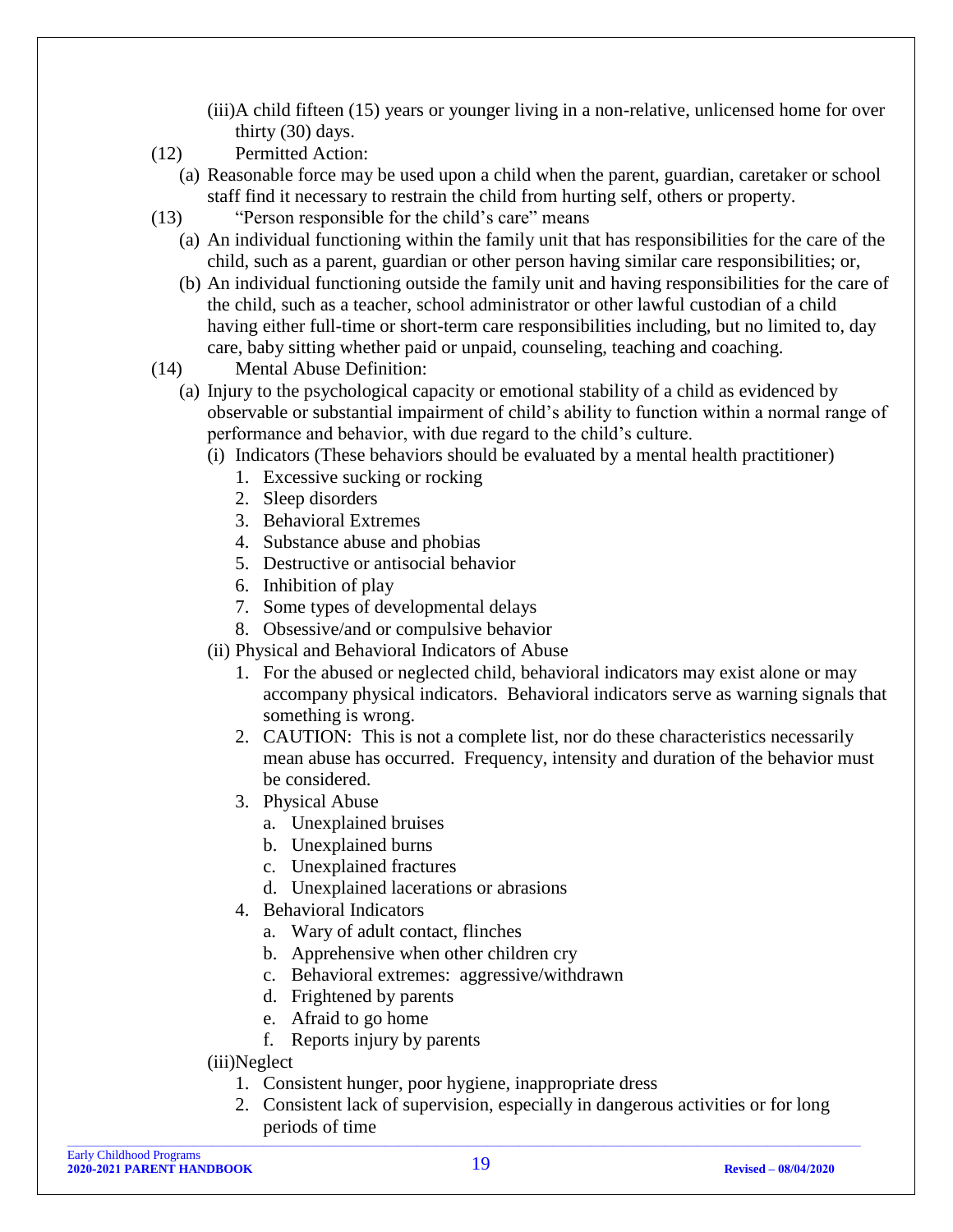(iii) A child fifteen (15) years or younger living in a non-relative, unlicensed home for over thirty (30) days.

(12) Permitted Action:

(a) Reasonable force may be used upon a child when the parent, guardian, caretaker or school staff find it necessary to restrain the child from hurting self, others or property.

(13) "Person responsible for the child's care" means

(a) An individual functioning within the family unit that has responsibilities for the care of the child, such as a parent, guardian or other person having similar care responsibilities; or,

(b) An individual functioning outside the family unit and having responsibilities for the care of the child, such as a teacher, school administrator or other lawful custodian of a child having either full-time or short-term care responsibilities including, but no limited to, day care, baby sitting whether paid or unpaid, counseling, teaching and coaching.

(14) Mental Abuse Definition:

(a) Injury to the psychological capacity or emotional stability of a child as evidenced by observable or substantial impairment of child's ability to function within a normal range of performance and behavior, with due regard to the child's culture.

(i) Indicators (These behaviors should be evaluated by a mental health practitioner)

1. Excessive sucking or rocking
2. Sleep disorders
3. Behavioral Extremes
4. Substance abuse and phobias
5. Destructive or antisocial behavior
6. Inhibition of play
7. Some types of developmental delays
8. Obsessive/and or compulsive behavior

(ii) Physical and Behavioral Indicators of Abuse

1. For the abused or neglected child, behavioral indicators may exist alone or may accompany physical indicators. Behavioral indicators serve as warning signals that something is wrong.
2. CAUTION: This is not a complete list, nor do these characteristics necessarily mean abuse has occurred. Frequency, intensity and duration of the behavior must be considered.
3. Physical Abuse
   a. Unexplained bruises
   b. Unexplained burns
   c. Unexplained fractures
   d. Unexplained lacerations or abrasions
4. Behavioral Indicators
   a. Wary of adult contact, flinches
   b. Apprehensive when other children cry
   c. Behavioral extremes: aggressive/withdrawn
   d. Frightened by parents
   e. Afraid to go home
   f. Reports injury by parents

(iii) Neglect

1. Consistent hunger, poor hygiene, inappropriate dress
2. Consistent lack of supervision, especially in dangerous activities or for long periods of time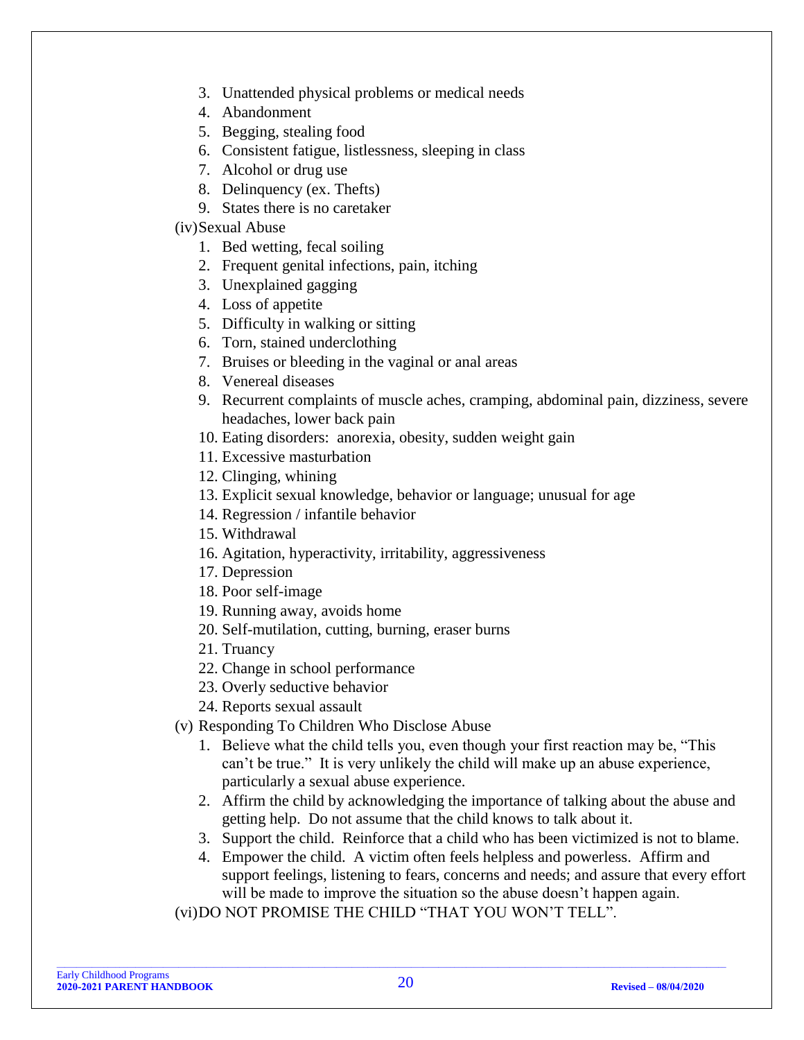3. Unattended physical problems or medical needs
4. Abandonment
5. Begging, stealing food
6. Consistent fatigue, listlessness, sleeping in class
7. Alcohol or drug use
8. Delinquency (ex. Thefts)
9. States there is no caretaker

(iv) Sexual Abuse

1. Bed wetting, fecal soiling
2. Frequent genital infections, pain, itching
3. Unexplained gagging
4. Loss of appetite
5. Difficulty in walking or sitting
6. Torn, stained underclothing
7. Bruises or bleeding in the vaginal or anal areas
8. Venereal diseases
9. Recurrent complaints of muscle aches, cramping, abdominal pain, dizziness, severe headaches, lower back pain
10. Eating disorders: anorexia, obesity, sudden weight gain
11. Excessive masturbation
12. Clinging, whining
13. Explicit sexual knowledge, behavior or language; unusual for age
14. Regression / infantile behavior
15. Withdrawal
16. Agitation, hyperactivity, irritability, aggressiveness
17. Depression
18. Poor self-image
19. Running away, avoids home
20. Self-mutilation, cutting, burning, eraser burns
21. Truancy
22. Change in school performance
23. Overly seductive behavior
24. Reports sexual assault

(v) Responding To Children Who Disclose Abuse

1. Believe what the child tells you, even though your first reaction may be, "This can't be true." It is very unlikely the child will make up an abuse experience, particularly a sexual abuse experience.
2. Affirm the child by acknowledging the importance of talking about the abuse and getting help. Do not assume that the child knows to talk about it.
3. Support the child. Reinforce that a child who has been victimized is not to blame.
4. Empower the child. A victim often feels helpless and powerless. Affirm and support feelings, listening to fears, concerns and needs; and assure that every effort will be made to improve the situation so the abuse doesn't happen again.

(vi) DO NOT PROMISE THE CHILD "THAT YOU WON'T TELL".